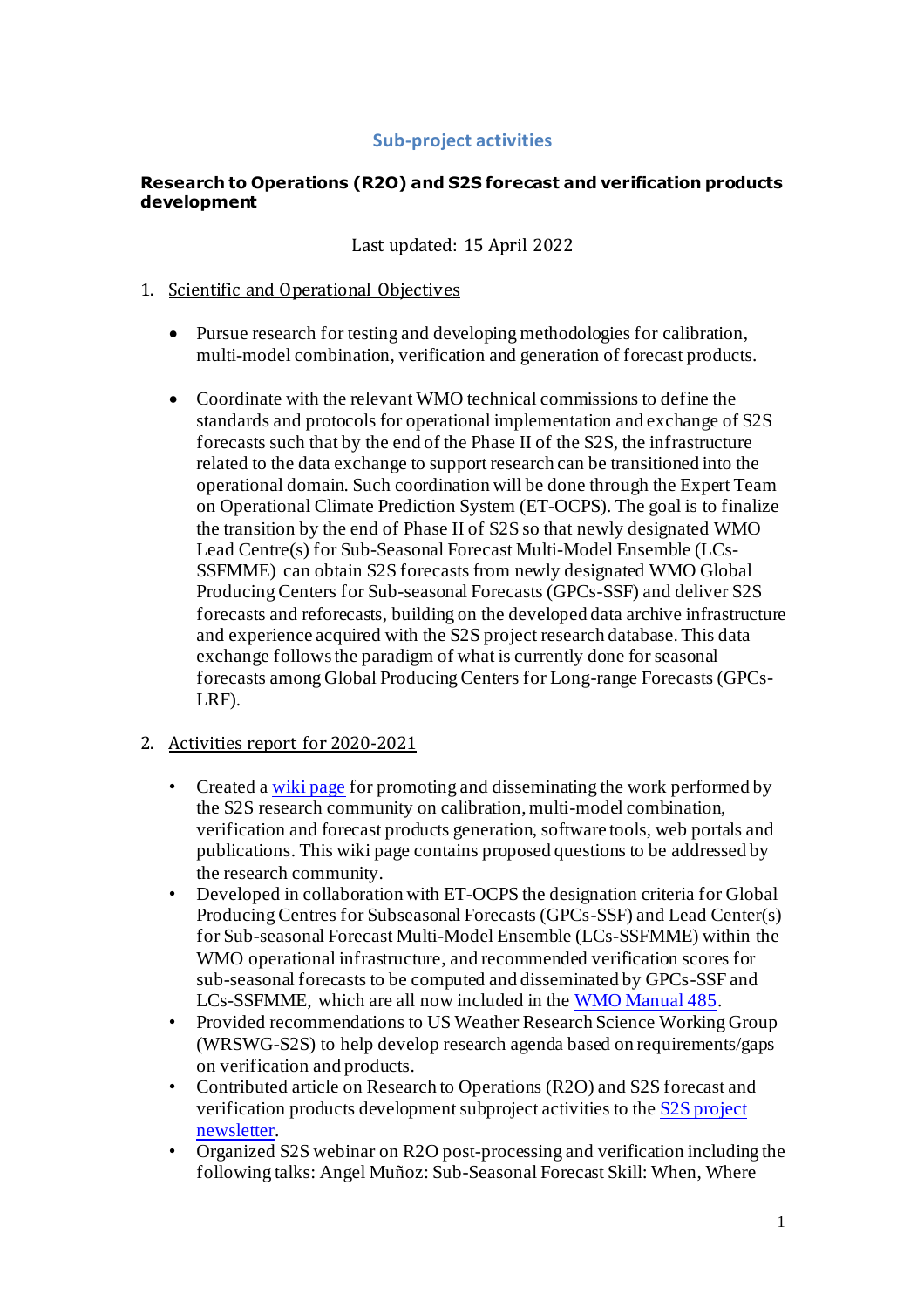## Sub-project activities

**Research to Operations (R2O) and S2S forecast and verification products development**

Last updated: 15 April 2022

1. Scientific and Operational Objectives

   - Pursue research for testing and developing methodologies for calibration, multi-model combination, verification and generation of forecast products.

   - Coordinate with the relevant WMO technical commissions to define the standards and protocols for operational implementation and exchange of S2S forecasts such that by the end of the Phase II of the S2S, the infrastructure related to the data exchange to support research can be transitioned into the operational domain. Such coordination will be done through the Expert Team on Operational Climate Prediction System (ET-OCPS). The goal is to finalize the transition by the end of Phase II of S2S so that newly designated WMO Lead Centre(s) for Sub-Seasonal Forecast Multi-Model Ensemble (LCs-SSFMME) can obtain S2S forecasts from newly designated WMO Global Producing Centers for Sub-seasonal Forecasts (GPCs-SSF) and deliver S2S forecasts and reforecasts, building on the developed data archive infrastructure and experience acquired with the S2S project research database. This data exchange follows the paradigm of what is currently done for seasonal forecasts among Global Producing Centers for Long-range Forecasts (GPCs-LRF).

2. Activities report for 2020-2021

   - Created a wiki page for promoting and disseminating the work performed by the S2S research community on calibration, multi-model combination, verification and forecast products generation, software tools, web portals and publications. This wiki page contains proposed questions to be addressed by the research community.
   - Developed in collaboration with ET-OCPS the designation criteria for Global Producing Centres for Subseasonal Forecasts (GPCs-SSF) and Lead Center(s) for Sub-seasonal Forecast Multi-Model Ensemble (LCs-SSFMME) within the WMO operational infrastructure, and recommended verification scores for sub-seasonal forecasts to be computed and disseminated by GPCs-SSF and LCs-SSFMME, which are all now included in the WMO Manual 485.
   - Provided recommendations to US Weather Research Science Working Group (WRSWG-S2S) to help develop research agenda based on requirements/gaps on verification and products.
   - Contributed article on Research to Operations (R2O) and S2S forecast and verification products development subproject activities to the S2S project newsletter.
   - Organized S2S webinar on R2O post-processing and verification including the following talks: Angel Muñoz: Sub-Seasonal Forecast Skill: When, Where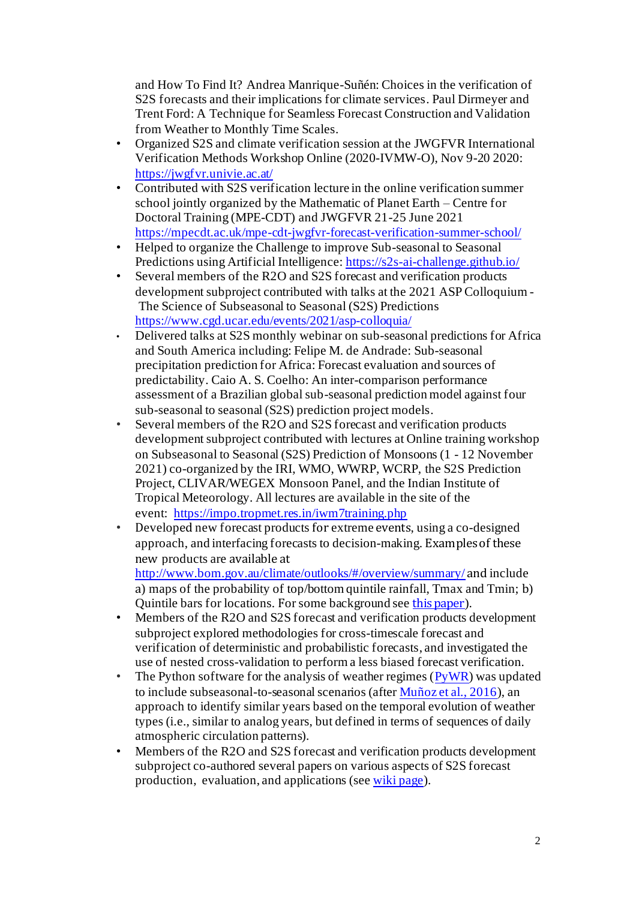and How To Find It? Andrea Manrique-Suñén: Choices in the verification of S2S forecasts and their implications for climate services. Paul Dirmeyer and Trent Ford: A Technique for Seamless Forecast Construction and Validation from Weather to Monthly Time Scales.

- Organized S2S and climate verification session at the JWGFVR International Verification Methods Workshop Online (2020-IVMW-O), Nov 9-20 2020: https://jwgfvr.univie.ac.at/
- Contributed with S2S verification lecture in the online verification summer school jointly organized by the Mathematic of Planet Earth – Centre for Doctoral Training (MPE-CDT) and JWGFVR 21-25 June 2021 https://mpecdt.ac.uk/mpe-cdt-jwgfvr-forecast-verification-summer-school/
- Helped to organize the Challenge to improve Sub-seasonal to Seasonal Predictions using Artificial Intelligence: https://s2s-ai-challenge.github.io/
- Several members of the R2O and S2S forecast and verification products development subproject contributed with talks at the 2021 ASP Colloquium - The Science of Subseasonal to Seasonal (S2S) Predictions https://www.cgd.ucar.edu/events/2021/asp-colloquia/
- Delivered talks at S2S monthly webinar on sub-seasonal predictions for Africa and South America including: Felipe M. de Andrade: Sub-seasonal precipitation prediction for Africa: Forecast evaluation and sources of predictability. Caio A. S. Coelho: An inter-comparison performance assessment of a Brazilian global sub-seasonal prediction model against four sub-seasonal to seasonal (S2S) prediction project models.
- Several members of the R2O and S2S forecast and verification products development subproject contributed with lectures at Online training workshop on Subseasonal to Seasonal (S2S) Prediction of Monsoons (1 - 12 November 2021) co-organized by the IRI, WMO, WWRP, WCRP, the S2S Prediction Project, CLIVAR/WEGEX Monsoon Panel, and the Indian Institute of Tropical Meteorology. All lectures are available in the site of the event: https://impo.tropmet.res.in/iwm7training.php
- Developed new forecast products for extreme events, using a co-designed approach, and interfacing forecasts to decision-making. Examples of these new products are available at http://www.bom.gov.au/climate/outlooks/#/overview/summary/ and include a) maps of the probability of top/bottom quintile rainfall, Tmax and Tmin; b) Quintile bars for locations. For some background see this paper).
- Members of the R2O and S2S forecast and verification products development subproject explored methodologies for cross-timescale forecast and verification of deterministic and probabilistic forecasts, and investigated the use of nested cross-validation to perform a less biased forecast verification.
- The Python software for the analysis of weather regimes (PyWR) was updated to include subseasonal-to-seasonal scenarios (after Muñoz et al., 2016), an approach to identify similar years based on the temporal evolution of weather types (i.e., similar to analog years, but defined in terms of sequences of daily atmospheric circulation patterns).
- Members of the R2O and S2S forecast and verification products development subproject co-authored several papers on various aspects of S2S forecast production, evaluation, and applications (see wiki page).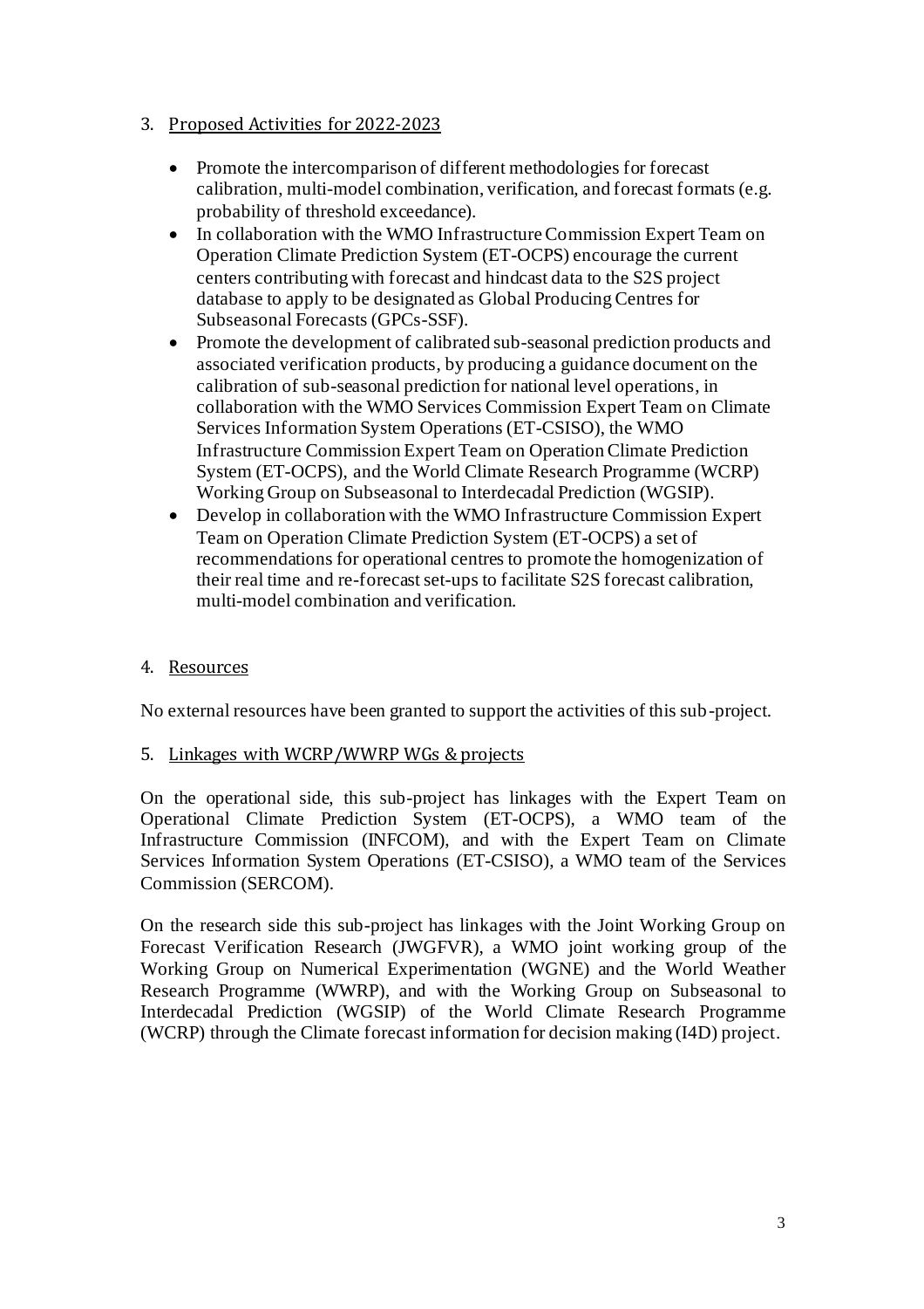## 3. Proposed Activities for 2022-2023

- Promote the intercomparison of different methodologies for forecast calibration, multi-model combination, verification, and forecast formats (e.g. probability of threshold exceedance).
- In collaboration with the WMO Infrastructure Commission Expert Team on Operation Climate Prediction System (ET-OCPS) encourage the current centers contributing with forecast and hindcast data to the S2S project database to apply to be designated as Global Producing Centres for Subseasonal Forecasts (GPCs-SSF).
- Promote the development of calibrated sub-seasonal prediction products and associated verification products, by producing a guidance document on the calibration of sub-seasonal prediction for national level operations, in collaboration with the WMO Services Commission Expert Team on Climate Services Information System Operations (ET-CSISO), the WMO Infrastructure Commission Expert Team on Operation Climate Prediction System (ET-OCPS), and the World Climate Research Programme (WCRP) Working Group on Subseasonal to Interdecadal Prediction (WGSIP).
- Develop in collaboration with the WMO Infrastructure Commission Expert Team on Operation Climate Prediction System (ET-OCPS) a set of recommendations for operational centres to promote the homogenization of their real time and re-forecast set-ups to facilitate S2S forecast calibration, multi-model combination and verification.

## 4. Resources

No external resources have been granted to support the activities of this sub-project.

## 5. Linkages with WCRP/WWRP WGs & projects

On the operational side, this sub-project has linkages with the Expert Team on Operational Climate Prediction System (ET-OCPS), a WMO team of the Infrastructure Commission (INFCOM), and with the Expert Team on Climate Services Information System Operations (ET-CSISO), a WMO team of the Services Commission (SERCOM).

On the research side this sub-project has linkages with the Joint Working Group on Forecast Verification Research (JWGFVR), a WMO joint working group of the Working Group on Numerical Experimentation (WGNE) and the World Weather Research Programme (WWRP), and with the Working Group on Subseasonal to Interdecadal Prediction (WGSIP) of the World Climate Research Programme (WCRP) through the Climate forecast information for decision making (I4D) project.